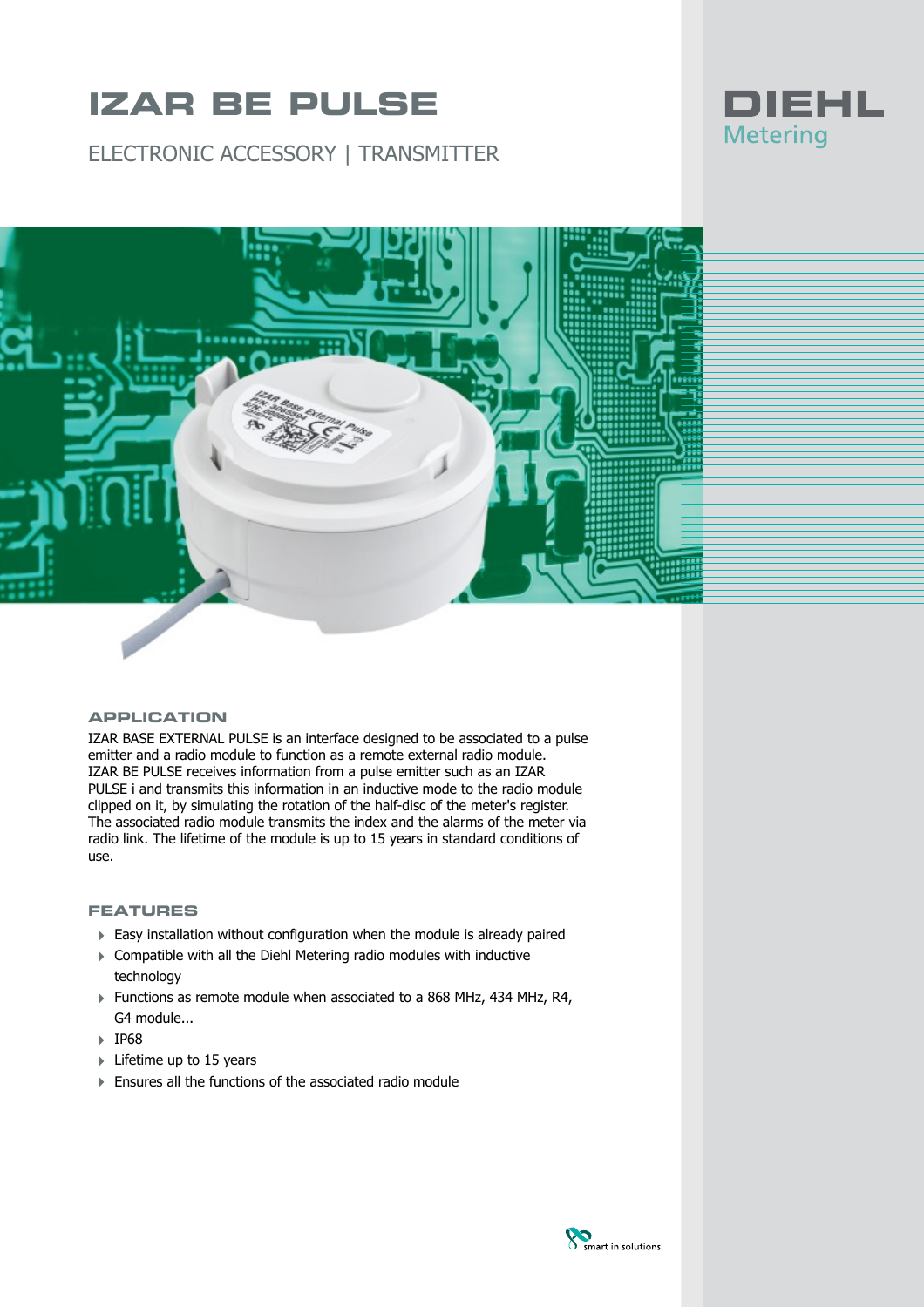# IZAR BE PULSE

ELECTRONIC ACCESSORY | TRANSMITTER

DIEHL Metering

## APPLICATION

IZAR BASE EXTERNAL PULSE is an interface designed to be associated to a pulse emitter and a radio module to function as a remote external radio module. IZAR BE PULSE receives information from a pulse emitter such as an IZAR PULSE i and transmits this information in an inductive mode to the radio module clipped on it, by simulating the rotation of the half-disc of the meter's register. The associated radio module transmits the index and the alarms of the meter via radio link. The lifetime of the module is up to 15 years in standard conditions of use.

## FEATURES

- Easy installation without configuration when the module is already paired
- Compatible with all the Diehl Metering radio modules with inductive technology
- Functions as remote module when associated to a 868 MHz, 434 MHz, R4, G4 module...
- IP68
- Lifetime up to 15 years
- Ensures all the functions of the associated radio module

smart in solutions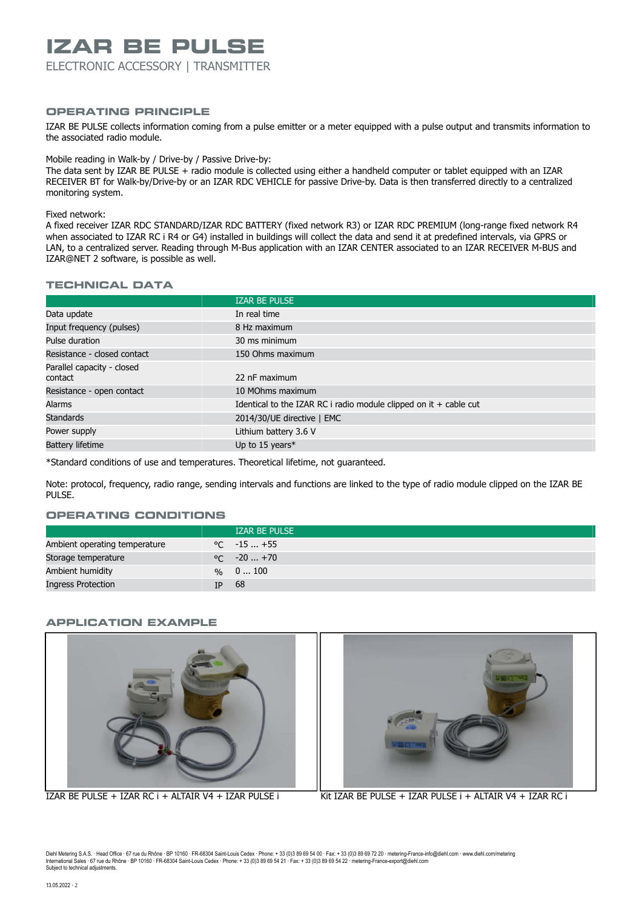# IZAR BE PULSE

ELECTRONIC ACCESSORY | TRANSMITTER

## OPERATING PRINCIPLE

IZAR BE PULSE collects information coming from a pulse emitter or a meter equipped with a pulse output and transmits information to the associated radio module.

Mobile reading in Walk-by / Drive-by / Passive Drive-by:
The data sent by IZAR BE PULSE + radio module is collected using either a handheld computer or tablet equipped with an IZAR RECEIVER BT for Walk-by/Drive-by or an IZAR RDC VEHICLE for passive Drive-by. Data is then transferred directly to a centralized monitoring system.

Fixed network:
A fixed receiver IZAR RDC STANDARD/IZAR RDC BATTERY (fixed network R3) or IZAR RDC PREMIUM (long-range fixed network R4 when associated to IZAR RC i R4 or G4) installed in buildings will collect the data and send it at predefined intervals, via GPRS or LAN, to a centralized server. Reading through M-Bus application with an IZAR CENTER associated to an IZAR RECEIVER M-BUS and IZAR@NET 2 software, is possible as well.

## TECHNICAL DATA

| | IZAR BE PULSE |
|---|---|
| Data update | In real time |
| Input frequency (pulses) | 8 Hz maximum |
| Pulse duration | 30 ms minimum |
| Resistance - closed contact | 150 Ohms maximum |
| Parallel capacity - closed contact | 22 nF maximum |
| Resistance - open contact | 10 MOhms maximum |
| Alarms | Identical to the IZAR RC i radio module clipped on it + cable cut |
| Standards | 2014/30/UE directive \| EMC |
| Power supply | Lithium battery 3.6 V |
| Battery lifetime | Up to 15 years* |

*Standard conditions of use and temperatures. Theoretical lifetime, not guaranteed.

Note: protocol, frequency, radio range, sending intervals and functions are linked to the type of radio module clipped on the IZAR BE PULSE.

## OPERATING CONDITIONS

| | | IZAR BE PULSE |
|---|---|---|
| Ambient operating temperature | °C | -15 ... +55 |
| Storage temperature | °C | -20 ... +70 |
| Ambient humidity | % | 0 ... 100 |
| Ingress Protection | IP | 68 |

## APPLICATION EXAMPLE

IZAR BE PULSE + IZAR RC i + ALTAIR V4 + IZAR PULSE i

Kit IZAR BE PULSE + IZAR PULSE i + ALTAIR V4 + IZAR RC i

Diehl Metering S.A.S. · Head Office · 67 rue du Rhône · BP 10160 · FR-68304 Saint-Louis Cedex · Phone: + 33 (0)3 89 69 54 00 · Fax: + 33 (0)3 89 69 72 20 · metering-France-info@diehl.com · www.diehl.com/metering
International Sales · 67 rue du Rhône · BP 10160 · FR-68304 Saint-Louis Cedex · Phone: + 33 (0)3 89 69 54 21 · Fax: + 33 (0)3 89 69 54 22 · metering-France-export@diehl.com
Subject to technical adjustments.

13.05.2022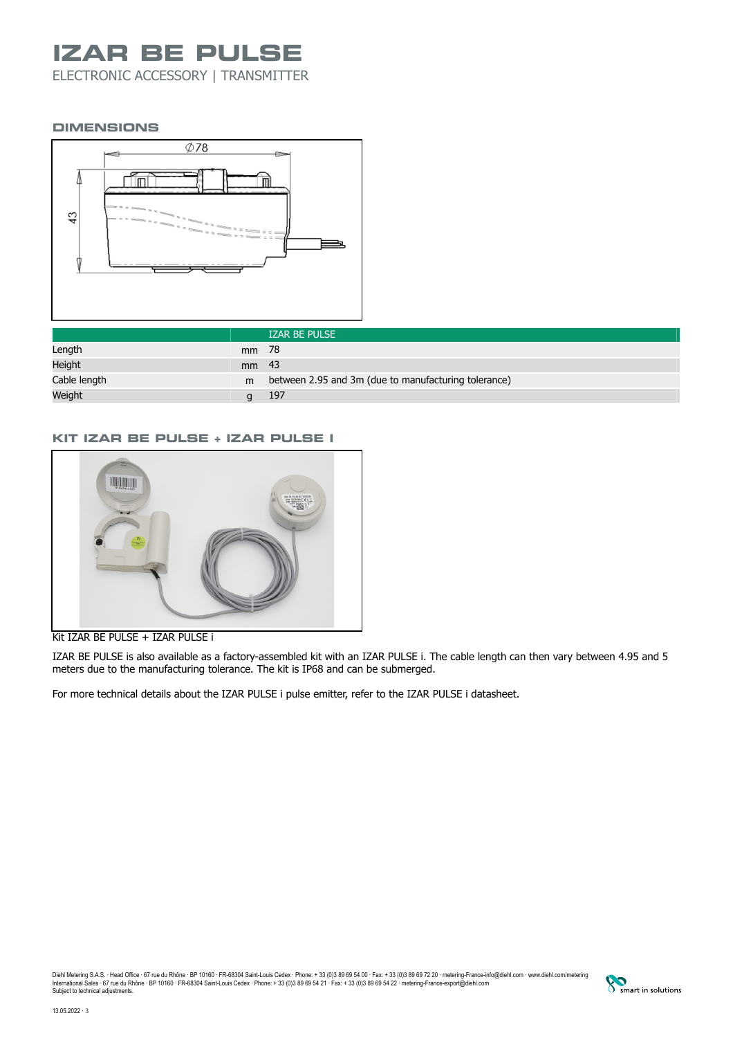# IZAR BE PULSE

ELECTRONIC ACCESSORY | TRANSMITTER

## DIMENSIONS

Ø78

43

| | | IZAR BE PULSE |
|---|---|---|
| Length | mm | 78 |
| Height | mm | 43 |
| Cable length | m | between 2.95 and 3m (due to manufacturing tolerance) |
| Weight | g | 197 |

## KIT IZAR BE PULSE + IZAR PULSE I

Kit IZAR BE PULSE + IZAR PULSE i

IZAR BE PULSE is also available as a factory-assembled kit with an IZAR PULSE i. The cable length can then vary between 4.95 and 5 meters due to the manufacturing tolerance. The kit is IP68 and can be submerged.

For more technical details about the IZAR PULSE i pulse emitter, refer to the IZAR PULSE i datasheet.

Diehl Metering S.A.S. · Head Office · 67 rue du Rhône · BP 10160 · FR-68304 Saint-Louis Cedex · Phone: + 33 (0)3 89 69 54 00 · Fax: + 33 (0)3 89 69 72 20 · metering-France-info@diehl.com · www.diehl.com/metering
International Sales · 67 rue du Rhône · BP 10160 · FR-68304 Saint-Louis Cedex · Phone: + 33 (0)3 89 69 54 21 · Fax: + 33 (0)3 89 69 54 22 · metering-France-export@diehl.com
Subject to technical adjustments.

13.05.2022